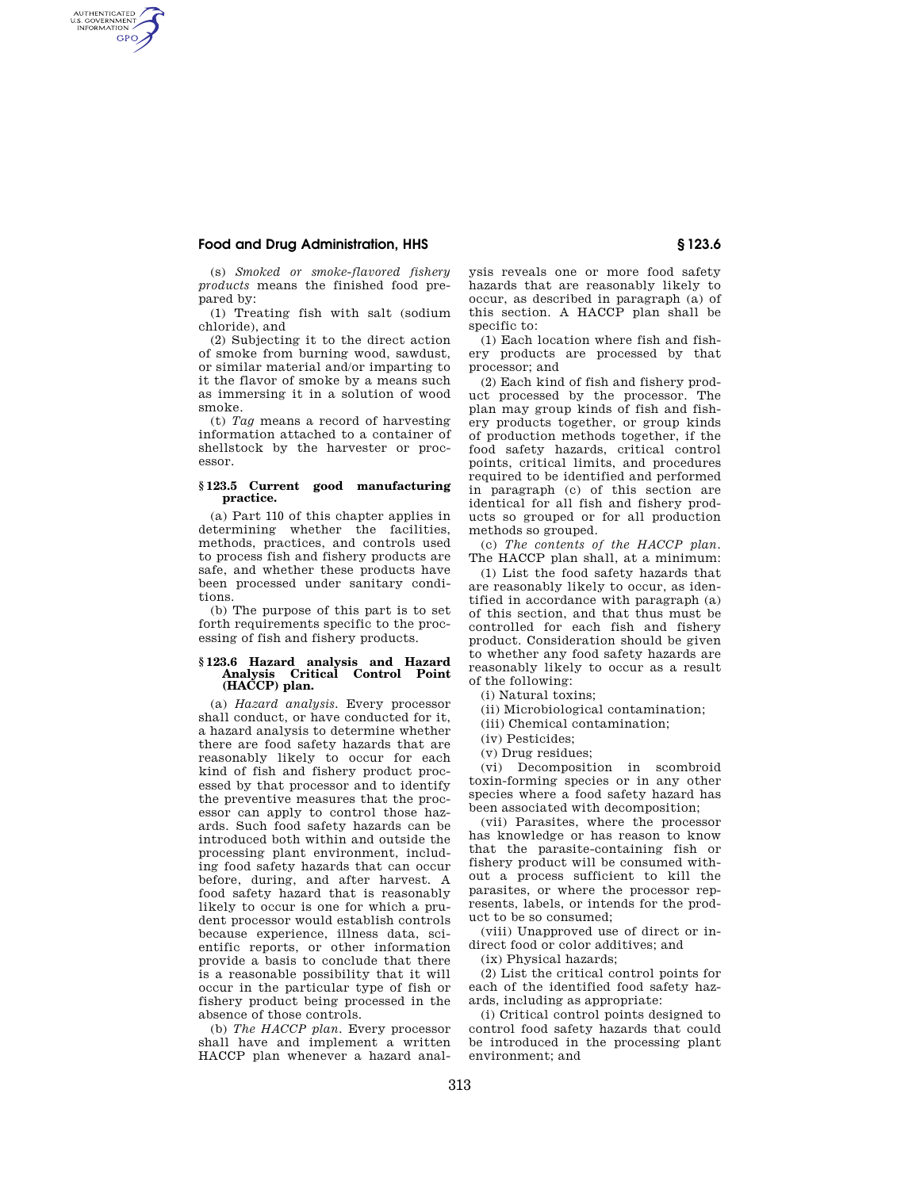(s) *Smoked or smoke-flavored fishery products* means the finished food prepared by:

(1) Treating fish with salt (sodium chloride), and

(2) Subjecting it to the direct action of smoke from burning wood, sawdust, or similar material and/or imparting to it the flavor of smoke by a means such as immersing it in a solution of wood smoke.

(t) *Tag* means a record of harvesting information attached to a container of shellstock by the harvester or processor.

## § 123.5 Current good manufacturing practice.

(a) Part 110 of this chapter applies in determining whether the facilities, methods, practices, and controls used to process fish and fishery products are safe, and whether these products have been processed under sanitary conditions.

(b) The purpose of this part is to set forth requirements specific to the processing of fish and fishery products.

## § 123.6 Hazard analysis and Hazard Analysis Critical Control Point (HACCP) plan.

(a) *Hazard analysis*. Every processor shall conduct, or have conducted for it, a hazard analysis to determine whether there are food safety hazards that are reasonably likely to occur for each kind of fish and fishery product processed by that processor and to identify the preventive measures that the processor can apply to control those hazards. Such food safety hazards can be introduced both within and outside the processing plant environment, including food safety hazards that can occur before, during, and after harvest. A food safety hazard that is reasonably likely to occur is one for which a prudent processor would establish controls because experience, illness data, scientific reports, or other information provide a basis to conclude that there is a reasonable possibility that it will occur in the particular type of fish or fishery product being processed in the absence of those controls.

(b) *The HACCP plan*. Every processor shall have and implement a written HACCP plan whenever a hazard analysis reveals one or more food safety hazards that are reasonably likely to occur, as described in paragraph (a) of this section. A HACCP plan shall be specific to:

(1) Each location where fish and fishery products are processed by that processor; and

(2) Each kind of fish and fishery product processed by the processor. The plan may group kinds of fish and fishery products together, or group kinds of production methods together, if the food safety hazards, critical control points, critical limits, and procedures required to be identified and performed in paragraph (c) of this section are identical for all fish and fishery products so grouped or for all production methods so grouped.

(c) *The contents of the HACCP plan*. The HACCP plan shall, at a minimum:

(1) List the food safety hazards that are reasonably likely to occur, as identified in accordance with paragraph (a) of this section, and that thus must be controlled for each fish and fishery product. Consideration should be given to whether any food safety hazards are reasonably likely to occur as a result of the following:

(i) Natural toxins;

(ii) Microbiological contamination;

(iii) Chemical contamination;

(iv) Pesticides;

(v) Drug residues;

(vi) Decomposition in scombroid toxin-forming species or in any other species where a food safety hazard has been associated with decomposition;

(vii) Parasites, where the processor has knowledge or has reason to know that the parasite-containing fish or fishery product will be consumed without a process sufficient to kill the parasites, or where the processor represents, labels, or intends for the product to be so consumed;

(viii) Unapproved use of direct or indirect food or color additives; and

(ix) Physical hazards;

(2) List the critical control points for each of the identified food safety hazards, including as appropriate:

(i) Critical control points designed to control food safety hazards that could be introduced in the processing plant environment; and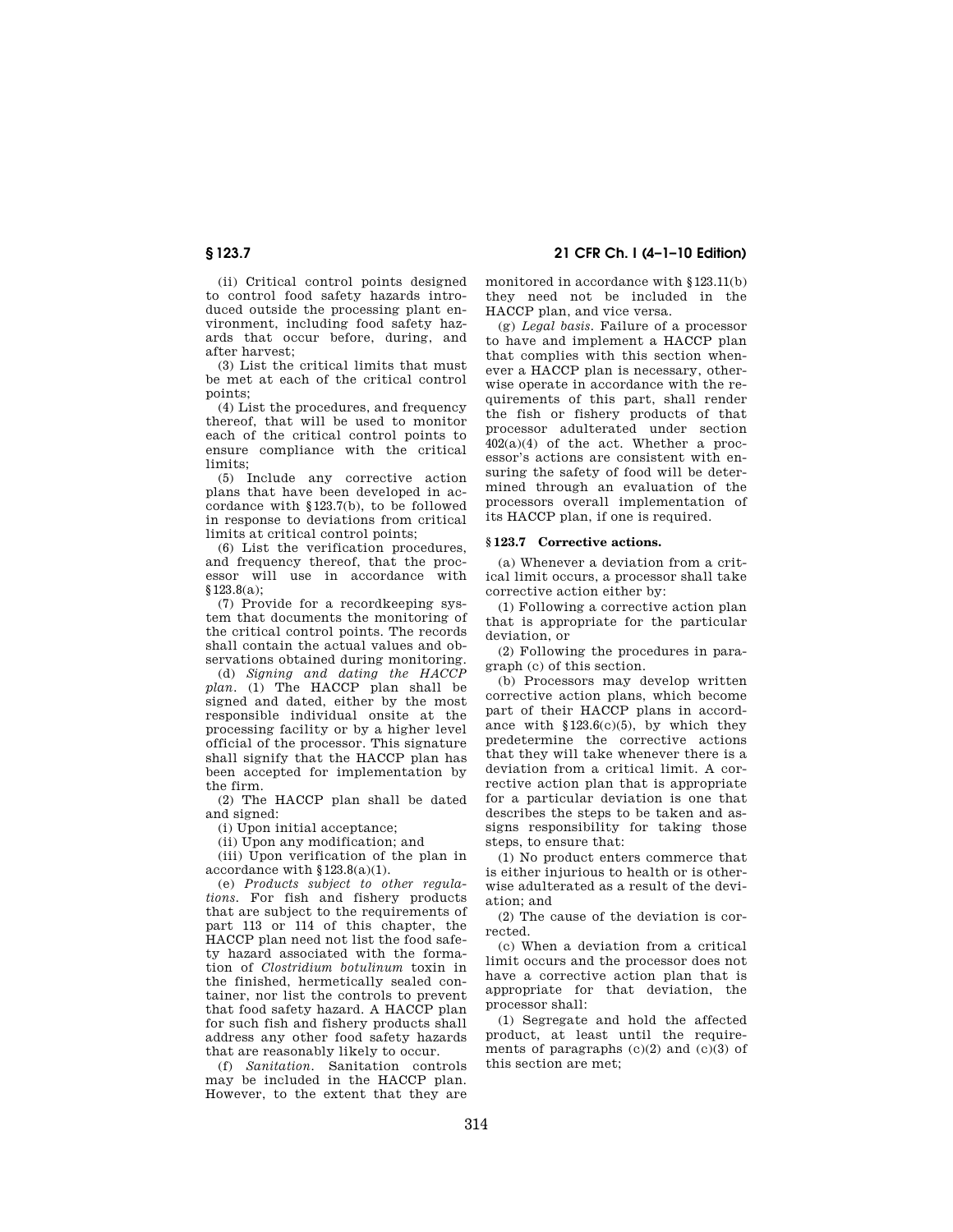(ii) Critical control points designed to control food safety hazards introduced outside the processing plant environment, including food safety hazards that occur before, during, and after harvest;

(3) List the critical limits that must be met at each of the critical control points;

(4) List the procedures, and frequency thereof, that will be used to monitor each of the critical control points to ensure compliance with the critical limits;

(5) Include any corrective action plans that have been developed in accordance with §123.7(b), to be followed in response to deviations from critical limits at critical control points;

(6) List the verification procedures, and frequency thereof, that the processor will use in accordance with §123.8(a);

(7) Provide for a recordkeeping system that documents the monitoring of the critical control points. The records shall contain the actual values and observations obtained during monitoring.

(d) *Signing and dating the HACCP plan.* (1) The HACCP plan shall be signed and dated, either by the most responsible individual onsite at the processing facility or by a higher level official of the processor. This signature shall signify that the HACCP plan has been accepted for implementation by the firm.

(2) The HACCP plan shall be dated and signed:

(i) Upon initial acceptance;

(ii) Upon any modification; and

(iii) Upon verification of the plan in accordance with §123.8(a)(1).

(e) *Products subject to other regulations.* For fish and fishery products that are subject to the requirements of part 113 or 114 of this chapter, the HACCP plan need not list the food safety hazard associated with the formation of *Clostridium botulinum* toxin in the finished, hermetically sealed container, nor list the controls to prevent that food safety hazard. A HACCP plan for such fish and fishery products shall address any other food safety hazards that are reasonably likely to occur.

(f) *Sanitation.* Sanitation controls may be included in the HACCP plan. However, to the extent that they are monitored in accordance with §123.11(b) they need not be included in the HACCP plan, and vice versa.

(g) *Legal basis.* Failure of a processor to have and implement a HACCP plan that complies with this section whenever a HACCP plan is necessary, otherwise operate in accordance with the requirements of this part, shall render the fish or fishery products of that processor adulterated under section 402(a)(4) of the act. Whether a processor's actions are consistent with ensuring the safety of food will be determined through an evaluation of the processors overall implementation of its HACCP plan, if one is required.

## § 123.7 Corrective actions.

(a) Whenever a deviation from a critical limit occurs, a processor shall take corrective action either by:

(1) Following a corrective action plan that is appropriate for the particular deviation, or

(2) Following the procedures in paragraph (c) of this section.

(b) Processors may develop written corrective action plans, which become part of their HACCP plans in accordance with §123.6(c)(5), by which they predetermine the corrective actions that they will take whenever there is a deviation from a critical limit. A corrective action plan that is appropriate for a particular deviation is one that describes the steps to be taken and assigns responsibility for taking those steps, to ensure that:

(1) No product enters commerce that is either injurious to health or is otherwise adulterated as a result of the deviation; and

(2) The cause of the deviation is corrected.

(c) When a deviation from a critical limit occurs and the processor does not have a corrective action plan that is appropriate for that deviation, the processor shall:

(1) Segregate and hold the affected product, at least until the requirements of paragraphs (c)(2) and (c)(3) of this section are met;